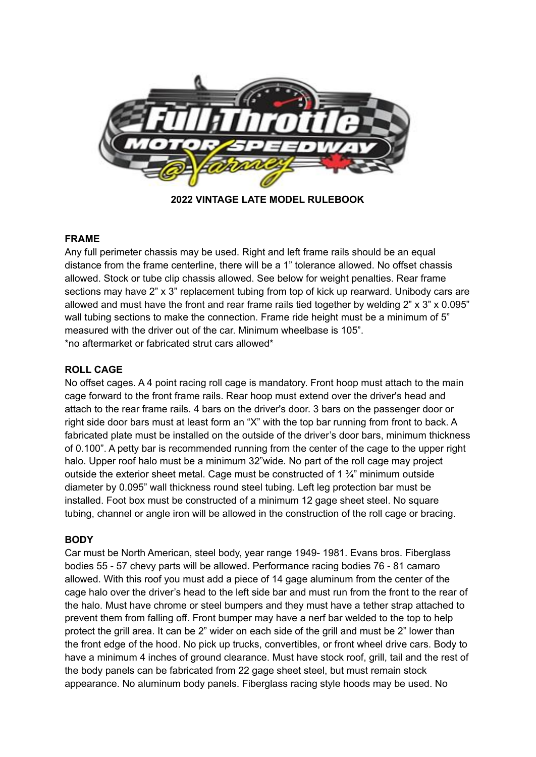**2022 VINTAGE LATE MODEL RULEBOOK**

**FRAME**

Any full perimeter chassis may be used. Right and left frame rails should be an equal distance from the frame centerline, there will be a 1" tolerance allowed. No offset chassis allowed. Stock or tube clip chassis allowed. See below for weight penalties. Rear frame sections may have 2" x 3" replacement tubing from top of kick up rearward. Unibody cars are allowed and must have the front and rear frame rails tied together by welding 2" x 3" x 0.095" wall tubing sections to make the connection. Frame ride height must be a minimum of 5" measured with the driver out of the car. Minimum wheelbase is 105".
*no aftermarket or fabricated strut cars allowed*

**ROLL CAGE**

No offset cages. A 4 point racing roll cage is mandatory. Front hoop must attach to the main cage forward to the front frame rails. Rear hoop must extend over the driver's head and attach to the rear frame rails. 4 bars on the driver's door. 3 bars on the passenger door or right side door bars must at least form an "X" with the top bar running from front to back. A fabricated plate must be installed on the outside of the driver's door bars, minimum thickness of 0.100". A petty bar is recommended running from the center of the cage to the upper right halo. Upper roof halo must be a minimum 32"wide. No part of the roll cage may project outside the exterior sheet metal. Cage must be constructed of 1 ¾" minimum outside diameter by 0.095" wall thickness round steel tubing. Left leg protection bar must be installed. Foot box must be constructed of a minimum 12 gage sheet steel. No square tubing, channel or angle iron will be allowed in the construction of the roll cage or bracing.

**BODY**

Car must be North American, steel body, year range 1949- 1981. Evans bros. Fiberglass bodies 55 - 57 chevy parts will be allowed. Performance racing bodies 76 - 81 camaro allowed. With this roof you must add a piece of 14 gage aluminum from the center of the cage halo over the driver's head to the left side bar and must run from the front to the rear of the halo. Must have chrome or steel bumpers and they must have a tether strap attached to prevent them from falling off. Front bumper may have a nerf bar welded to the top to help protect the grill area. It can be 2" wider on each side of the grill and must be 2" lower than the front edge of the hood. No pick up trucks, convertibles, or front wheel drive cars. Body to have a minimum 4 inches of ground clearance. Must have stock roof, grill, tail and the rest of the body panels can be fabricated from 22 gage sheet steel, but must remain stock appearance. No aluminum body panels. Fiberglass racing style hoods may be used. No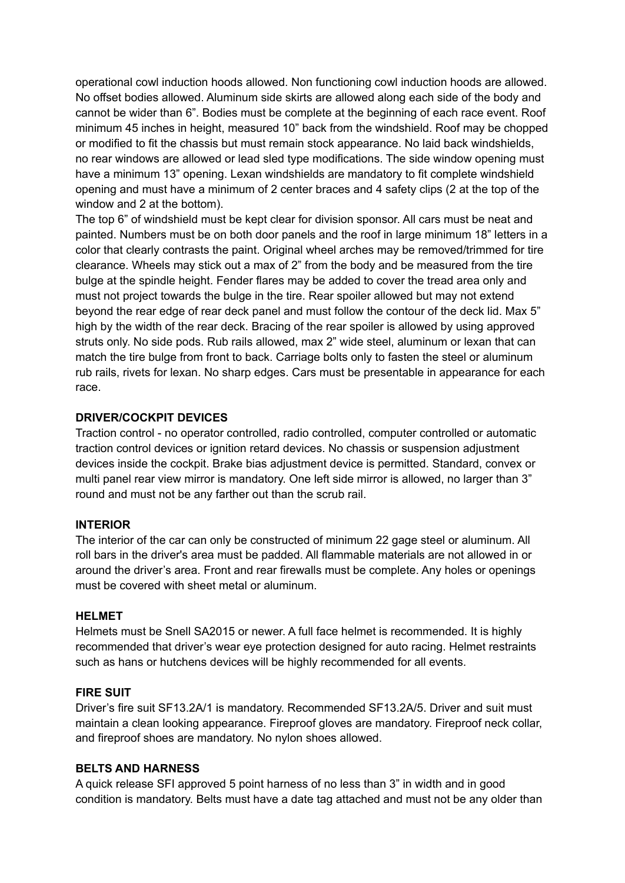operational cowl induction hoods allowed. Non functioning cowl induction hoods are allowed. No offset bodies allowed. Aluminum side skirts are allowed along each side of the body and cannot be wider than 6”. Bodies must be complete at the beginning of each race event. Roof minimum 45 inches in height, measured 10” back from the windshield. Roof may be chopped or modified to fit the chassis but must remain stock appearance. No laid back windshields, no rear windows are allowed or lead sled type modifications. The side window opening must have a minimum 13” opening. Lexan windshields are mandatory to fit complete windshield opening and must have a minimum of 2 center braces and 4 safety clips (2 at the top of the window and 2 at the bottom).
The top 6” of windshield must be kept clear for division sponsor. All cars must be neat and painted. Numbers must be on both door panels and the roof in large minimum 18” letters in a color that clearly contrasts the paint. Original wheel arches may be removed/trimmed for tire clearance. Wheels may stick out a max of 2” from the body and be measured from the tire bulge at the spindle height. Fender flares may be added to cover the tread area only and must not project towards the bulge in the tire. Rear spoiler allowed but may not extend beyond the rear edge of rear deck panel and must follow the contour of the deck lid. Max 5” high by the width of the rear deck. Bracing of the rear spoiler is allowed by using approved struts only. No side pods. Rub rails allowed, max 2” wide steel, aluminum or lexan that can match the tire bulge from front to back. Carriage bolts only to fasten the steel or aluminum rub rails, rivets for lexan. No sharp edges. Cars must be presentable in appearance for each race.

**DRIVER/COCKPIT DEVICES**

Traction control - no operator controlled, radio controlled, computer controlled or automatic traction control devices or ignition retard devices. No chassis or suspension adjustment devices inside the cockpit. Brake bias adjustment device is permitted. Standard, convex or multi panel rear view mirror is mandatory. One left side mirror is allowed, no larger than 3” round and must not be any farther out than the scrub rail.

**INTERIOR**

The interior of the car can only be constructed of minimum 22 gage steel or aluminum. All roll bars in the driver's area must be padded. All flammable materials are not allowed in or around the driver’s area. Front and rear firewalls must be complete. Any holes or openings must be covered with sheet metal or aluminum.

**HELMET**

Helmets must be Snell SA2015 or newer. A full face helmet is recommended. It is highly recommended that driver’s wear eye protection designed for auto racing. Helmet restraints such as hans or hutchens devices will be highly recommended for all events.

**FIRE SUIT**

Driver’s fire suit SF13.2A/1 is mandatory. Recommended SF13.2A/5. Driver and suit must maintain a clean looking appearance. Fireproof gloves are mandatory. Fireproof neck collar, and fireproof shoes are mandatory. No nylon shoes allowed.

**BELTS AND HARNESS**

A quick release SFI approved 5 point harness of no less than 3” in width and in good condition is mandatory. Belts must have a date tag attached and must not be any older than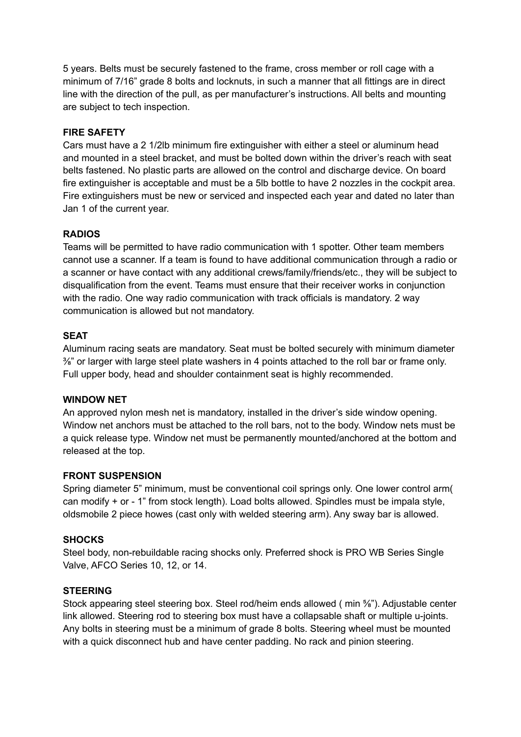5 years. Belts must be securely fastened to the frame, cross member or roll cage with a minimum of 7/16" grade 8 bolts and locknuts, in such a manner that all fittings are in direct line with the direction of the pull, as per manufacturer's instructions. All belts and mounting are subject to tech inspection.

**FIRE SAFETY**

Cars must have a 2 1/2lb minimum fire extinguisher with either a steel or aluminum head and mounted in a steel bracket, and must be bolted down within the driver's reach with seat belts fastened. No plastic parts are allowed on the control and discharge device. On board fire extinguisher is acceptable and must be a 5lb bottle to have 2 nozzles in the cockpit area. Fire extinguishers must be new or serviced and inspected each year and dated no later than Jan 1 of the current year.

**RADIOS**

Teams will be permitted to have radio communication with 1 spotter. Other team members cannot use a scanner. If a team is found to have additional communication through a radio or a scanner or have contact with any additional crews/family/friends/etc., they will be subject to disqualification from the event. Teams must ensure that their receiver works in conjunction with the radio. One way radio communication with track officials is mandatory. 2 way communication is allowed but not mandatory.

**SEAT**

Aluminum racing seats are mandatory. Seat must be bolted securely with minimum diameter ⅜" or larger with large steel plate washers in 4 points attached to the roll bar or frame only. Full upper body, head and shoulder containment seat is highly recommended.

**WINDOW NET**

An approved nylon mesh net is mandatory, installed in the driver's side window opening. Window net anchors must be attached to the roll bars, not to the body. Window nets must be a quick release type. Window net must be permanently mounted/anchored at the bottom and released at the top.

**FRONT SUSPENSION**

Spring diameter 5" minimum, must be conventional coil springs only. One lower control arm( can modify + or - 1" from stock length). Load bolts allowed. Spindles must be impala style, oldsmobile 2 piece howes (cast only with welded steering arm). Any sway bar is allowed.

**SHOCKS**

Steel body, non-rebuildable racing shocks only. Preferred shock is PRO WB Series Single Valve, AFCO Series 10, 12, or 14.

**STEERING**

Stock appearing steel steering box. Steel rod/heim ends allowed ( min ⅝"). Adjustable center link allowed. Steering rod to steering box must have a collapsable shaft or multiple u-joints. Any bolts in steering must be a minimum of grade 8 bolts. Steering wheel must be mounted with a quick disconnect hub and have center padding. No rack and pinion steering.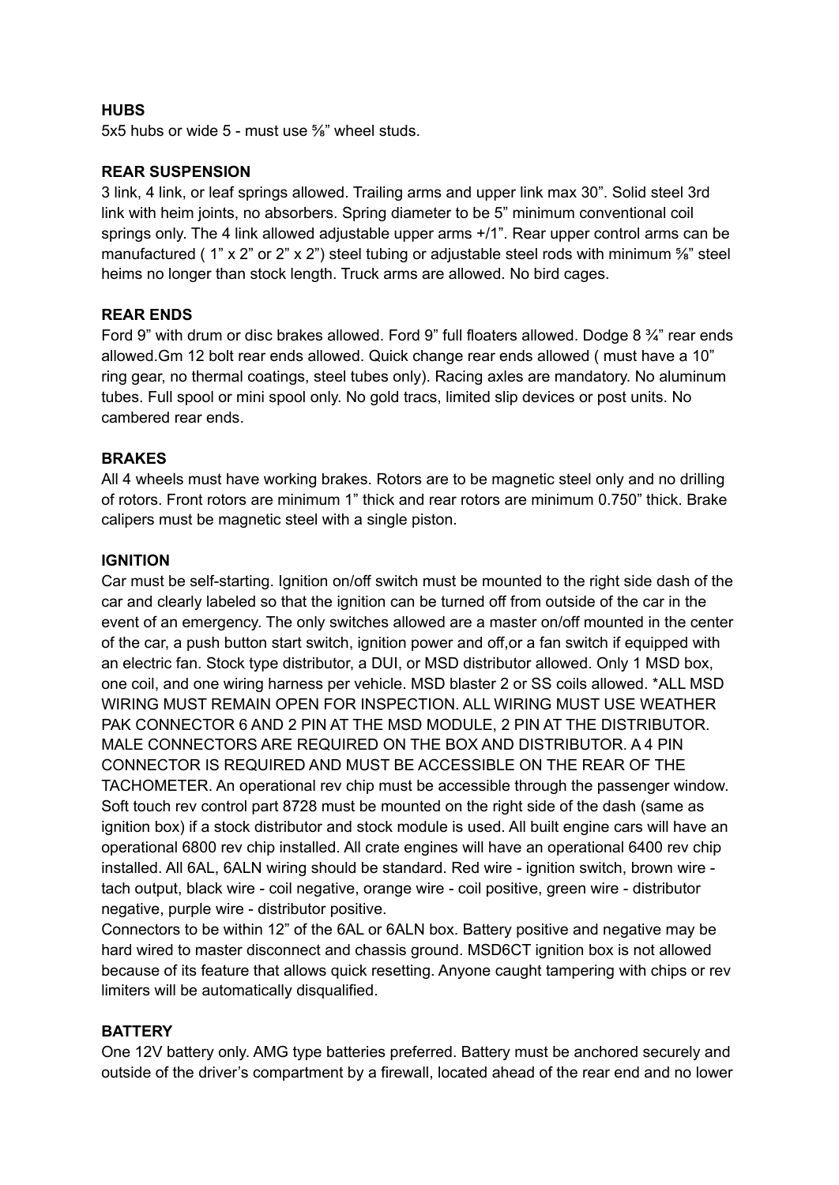### HUBS

5x5 hubs or wide 5 - must use ⅝" wheel studs.

### REAR SUSPENSION

3 link, 4 link, or leaf springs allowed. Trailing arms and upper link max 30". Solid steel 3rd link with heim joints, no absorbers. Spring diameter to be 5" minimum conventional coil springs only. The 4 link allowed adjustable upper arms +/1". Rear upper control arms can be manufactured ( 1" x 2" or 2" x 2") steel tubing or adjustable steel rods with minimum ⅝" steel heims no longer than stock length. Truck arms are allowed. No bird cages.

### REAR ENDS

Ford 9" with drum or disc brakes allowed. Ford 9" full floaters allowed. Dodge 8 ¾" rear ends allowed.Gm 12 bolt rear ends allowed. Quick change rear ends allowed ( must have a 10" ring gear, no thermal coatings, steel tubes only). Racing axles are mandatory. No aluminum tubes. Full spool or mini spool only. No gold tracs, limited slip devices or post units. No cambered rear ends.

### BRAKES

All 4 wheels must have working brakes. Rotors are to be magnetic steel only and no drilling of rotors. Front rotors are minimum 1" thick and rear rotors are minimum 0.750" thick. Brake calipers must be magnetic steel with a single piston.

### IGNITION

Car must be self-starting. Ignition on/off switch must be mounted to the right side dash of the car and clearly labeled so that the ignition can be turned off from outside of the car in the event of an emergency. The only switches allowed are a master on/off mounted in the center of the car, a push button start switch, ignition power and off,or a fan switch if equipped with an electric fan. Stock type distributor, a DUI, or MSD distributor allowed. Only 1 MSD box, one coil, and one wiring harness per vehicle. MSD blaster 2 or SS coils allowed. *ALL MSD WIRING MUST REMAIN OPEN FOR INSPECTION. ALL WIRING MUST USE WEATHER PAK CONNECTOR 6 AND 2 PIN AT THE MSD MODULE, 2 PIN AT THE DISTRIBUTOR. MALE CONNECTORS ARE REQUIRED ON THE BOX AND DISTRIBUTOR. A 4 PIN CONNECTOR IS REQUIRED AND MUST BE ACCESSIBLE ON THE REAR OF THE TACHOMETER. An operational rev chip must be accessible through the passenger window. Soft touch rev control part 8728 must be mounted on the right side of the dash (same as ignition box) if a stock distributor and stock module is used. All built engine cars will have an operational 6800 rev chip installed. All crate engines will have an operational 6400 rev chip installed. All 6AL, 6ALN wiring should be standard. Red wire - ignition switch, brown wire - tach output, black wire - coil negative, orange wire - coil positive, green wire - distributor negative, purple wire - distributor positive.

Connectors to be within 12" of the 6AL or 6ALN box. Battery positive and negative may be hard wired to master disconnect and chassis ground. MSD6CT ignition box is not allowed because of its feature that allows quick resetting. Anyone caught tampering with chips or rev limiters will be automatically disqualified.

### BATTERY

One 12V battery only. AMG type batteries preferred. Battery must be anchored securely and outside of the driver's compartment by a firewall, located ahead of the rear end and no lower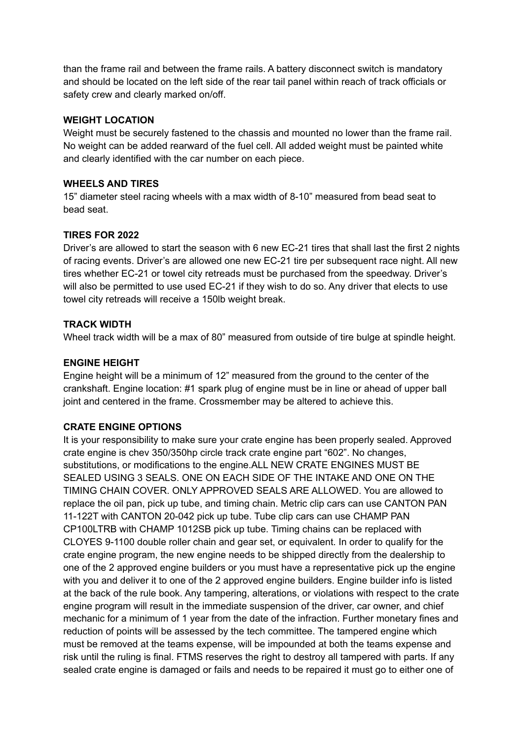than the frame rail and between the frame rails. A battery disconnect switch is mandatory and should be located on the left side of the rear tail panel within reach of track officials or safety crew and clearly marked on/off.

**WEIGHT LOCATION**

Weight must be securely fastened to the chassis and mounted no lower than the frame rail. No weight can be added rearward of the fuel cell. All added weight must be painted white and clearly identified with the car number on each piece.

**WHEELS AND TIRES**

15" diameter steel racing wheels with a max width of 8-10" measured from bead seat to bead seat.

**TIRES FOR 2022**

Driver's are allowed to start the season with 6 new EC-21 tires that shall last the first 2 nights of racing events. Driver's are allowed one new EC-21 tire per subsequent race night. All new tires whether EC-21 or towel city retreads must be purchased from the speedway. Driver's will also be permitted to use used EC-21 if they wish to do so. Any driver that elects to use towel city retreads will receive a 150lb weight break.

**TRACK WIDTH**

Wheel track width will be a max of 80" measured from outside of tire bulge at spindle height.

**ENGINE HEIGHT**

Engine height will be a minimum of 12" measured from the ground to the center of the crankshaft. Engine location: #1 spark plug of engine must be in line or ahead of upper ball joint and centered in the frame. Crossmember may be altered to achieve this.

**CRATE ENGINE OPTIONS**

It is your responsibility to make sure your crate engine has been properly sealed. Approved crate engine is chev 350/350hp circle track crate engine part "602". No changes, substitutions, or modifications to the engine.ALL NEW CRATE ENGINES MUST BE SEALED USING 3 SEALS. ONE ON EACH SIDE OF THE INTAKE AND ONE ON THE TIMING CHAIN COVER. ONLY APPROVED SEALS ARE ALLOWED. You are allowed to replace the oil pan, pick up tube, and timing chain. Metric clip cars can use CANTON PAN 11-122T with CANTON 20-042 pick up tube. Tube clip cars can use CHAMP PAN CP100LTRB with CHAMP 1012SB pick up tube. Timing chains can be replaced with CLOYES 9-1100 double roller chain and gear set, or equivalent. In order to qualify for the crate engine program, the new engine needs to be shipped directly from the dealership to one of the 2 approved engine builders or you must have a representative pick up the engine with you and deliver it to one of the 2 approved engine builders. Engine builder info is listed at the back of the rule book. Any tampering, alterations, or violations with respect to the crate engine program will result in the immediate suspension of the driver, car owner, and chief mechanic for a minimum of 1 year from the date of the infraction. Further monetary fines and reduction of points will be assessed by the tech committee. The tampered engine which must be removed at the teams expense, will be impounded at both the teams expense and risk until the ruling is final. FTMS reserves the right to destroy all tampered with parts. If any sealed crate engine is damaged or fails and needs to be repaired it must go to either one of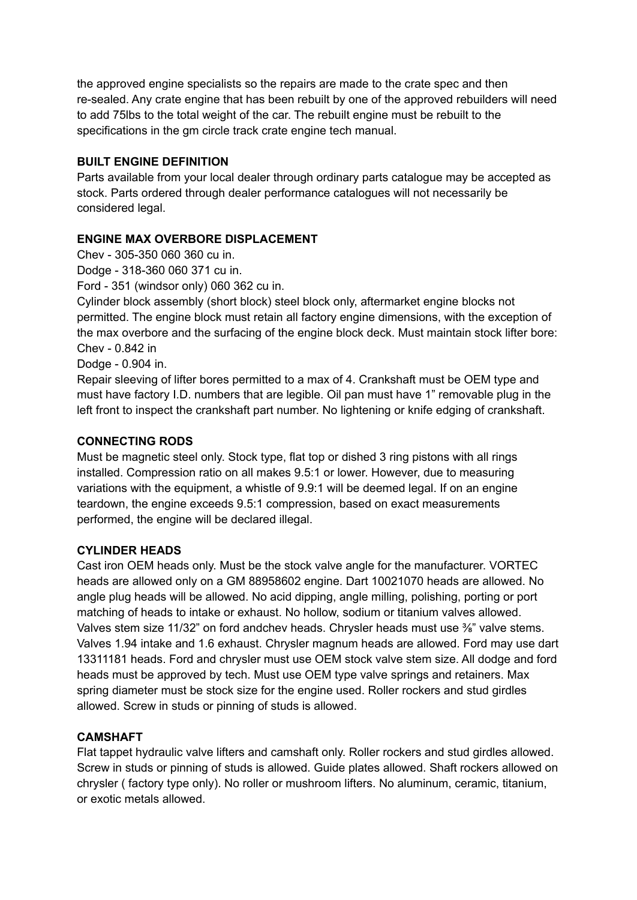the approved engine specialists so the repairs are made to the crate spec and then re-sealed. Any crate engine that has been rebuilt by one of the approved rebuilders will need to add 75lbs to the total weight of the car. The rebuilt engine must be rebuilt to the specifications in the gm circle track crate engine tech manual.

**BUILT ENGINE DEFINITION**

Parts available from your local dealer through ordinary parts catalogue may be accepted as stock. Parts ordered through dealer performance catalogues will not necessarily be considered legal.

**ENGINE MAX OVERBORE DISPLACEMENT**

Chev - 305-350 060 360 cu in.
Dodge - 318-360 060 371 cu in.
Ford - 351 (windsor only) 060 362 cu in.
Cylinder block assembly (short block) steel block only, aftermarket engine blocks not permitted. The engine block must retain all factory engine dimensions, with the exception of the max overbore and the surfacing of the engine block deck. Must maintain stock lifter bore:
Chev - 0.842 in
Dodge - 0.904 in.
Repair sleeving of lifter bores permitted to a max of 4. Crankshaft must be OEM type and must have factory I.D. numbers that are legible. Oil pan must have 1" removable plug in the left front to inspect the crankshaft part number. No lightening or knife edging of crankshaft.

**CONNECTING RODS**

Must be magnetic steel only. Stock type, flat top or dished 3 ring pistons with all rings installed. Compression ratio on all makes 9.5:1 or lower. However, due to measuring variations with the equipment, a whistle of 9.9:1 will be deemed legal. If on an engine teardown, the engine exceeds 9.5:1 compression, based on exact measurements performed, the engine will be declared illegal.

**CYLINDER HEADS**

Cast iron OEM heads only. Must be the stock valve angle for the manufacturer. VORTEC heads are allowed only on a GM 88958602 engine. Dart 10021070 heads are allowed. No angle plug heads will be allowed. No acid dipping, angle milling, polishing, porting or port matching of heads to intake or exhaust. No hollow, sodium or titanium valves allowed. Valves stem size 11/32" on ford andchev heads. Chrysler heads must use ⅜" valve stems. Valves 1.94 intake and 1.6 exhaust. Chrysler magnum heads are allowed. Ford may use dart 13311181 heads. Ford and chrysler must use OEM stock valve stem size. All dodge and ford heads must be approved by tech. Must use OEM type valve springs and retainers. Max spring diameter must be stock size for the engine used. Roller rockers and stud girdles allowed. Screw in studs or pinning of studs is allowed.

**CAMSHAFT**

Flat tappet hydraulic valve lifters and camshaft only. Roller rockers and stud girdles allowed. Screw in studs or pinning of studs is allowed. Guide plates allowed. Shaft rockers allowed on chrysler ( factory type only). No roller or mushroom lifters. No aluminum, ceramic, titanium, or exotic metals allowed.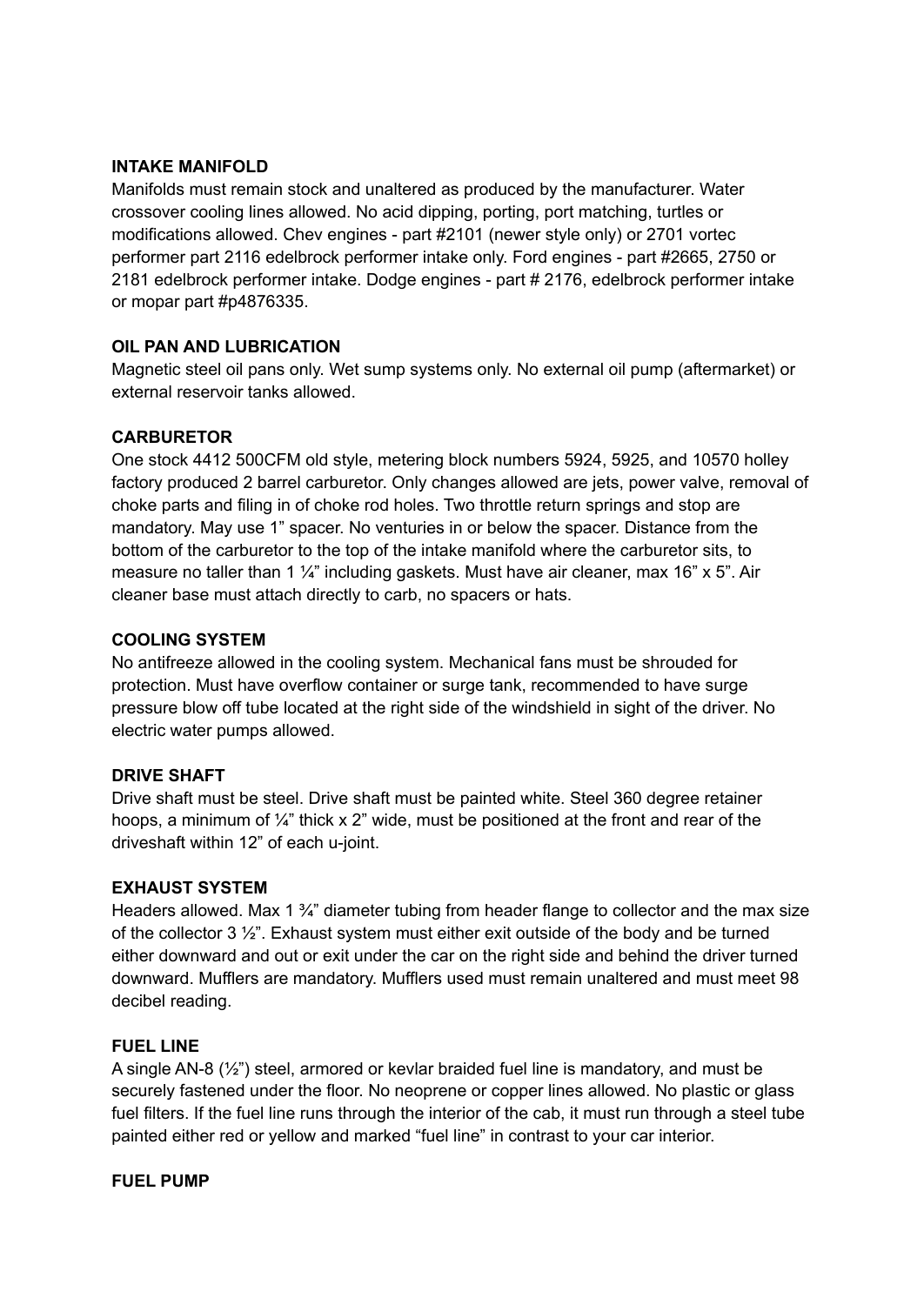**INTAKE MANIFOLD**

Manifolds must remain stock and unaltered as produced by the manufacturer. Water crossover cooling lines allowed. No acid dipping, porting, port matching, turtles or modifications allowed. Chev engines - part #2101 (newer style only) or 2701 vortec performer part 2116 edelbrock performer intake only. Ford engines - part #2665, 2750 or 2181 edelbrock performer intake. Dodge engines - part # 2176, edelbrock performer intake or mopar part #p4876335.

**OIL PAN AND LUBRICATION**

Magnetic steel oil pans only. Wet sump systems only. No external oil pump (aftermarket) or external reservoir tanks allowed.

**CARBURETOR**

One stock 4412 500CFM old style, metering block numbers 5924, 5925, and 10570 holley factory produced 2 barrel carburetor. Only changes allowed are jets, power valve, removal of choke parts and filing in of choke rod holes. Two throttle return springs and stop are mandatory. May use 1" spacer. No venturies in or below the spacer. Distance from the bottom of the carburetor to the top of the intake manifold where the carburetor sits, to measure no taller than 1 ¼" including gaskets. Must have air cleaner, max 16" x 5". Air cleaner base must attach directly to carb, no spacers or hats.

**COOLING SYSTEM**

No antifreeze allowed in the cooling system. Mechanical fans must be shrouded for protection. Must have overflow container or surge tank, recommended to have surge pressure blow off tube located at the right side of the windshield in sight of the driver. No electric water pumps allowed.

**DRIVE SHAFT**

Drive shaft must be steel. Drive shaft must be painted white. Steel 360 degree retainer hoops, a minimum of ¼" thick x 2" wide, must be positioned at the front and rear of the driveshaft within 12" of each u-joint.

**EXHAUST SYSTEM**

Headers allowed. Max 1 ¾" diameter tubing from header flange to collector and the max size of the collector 3 ½". Exhaust system must either exit outside of the body and be turned either downward and out or exit under the car on the right side and behind the driver turned downward. Mufflers are mandatory. Mufflers used must remain unaltered and must meet 98 decibel reading.

**FUEL LINE**

A single AN-8 (½") steel, armored or kevlar braided fuel line is mandatory, and must be securely fastened under the floor. No neoprene or copper lines allowed. No plastic or glass fuel filters. If the fuel line runs through the interior of the cab, it must run through a steel tube painted either red or yellow and marked "fuel line" in contrast to your car interior.

**FUEL PUMP**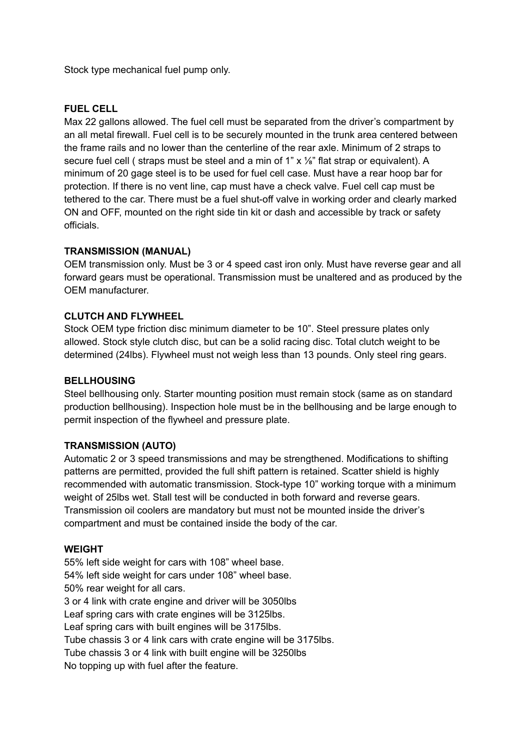Stock type mechanical fuel pump only.

**FUEL CELL**

Max 22 gallons allowed. The fuel cell must be separated from the driver's compartment by an all metal firewall. Fuel cell is to be securely mounted in the trunk area centered between the frame rails and no lower than the centerline of the rear axle. Minimum of 2 straps to secure fuel cell ( straps must be steel and a min of 1" x ⅛" flat strap or equivalent). A minimum of 20 gage steel is to be used for fuel cell case. Must have a rear hoop bar for protection. If there is no vent line, cap must have a check valve. Fuel cell cap must be tethered to the car. There must be a fuel shut-off valve in working order and clearly marked ON and OFF, mounted on the right side tin kit or dash and accessible by track or safety officials.

**TRANSMISSION (MANUAL)**

OEM transmission only. Must be 3 or 4 speed cast iron only. Must have reverse gear and all forward gears must be operational. Transmission must be unaltered and as produced by the OEM manufacturer.

**CLUTCH AND FLYWHEEL**

Stock OEM type friction disc minimum diameter to be 10". Steel pressure plates only allowed. Stock style clutch disc, but can be a solid racing disc. Total clutch weight to be determined (24lbs). Flywheel must not weigh less than 13 pounds. Only steel ring gears.

**BELLHOUSING**

Steel bellhousing only. Starter mounting position must remain stock (same as on standard production bellhousing). Inspection hole must be in the bellhousing and be large enough to permit inspection of the flywheel and pressure plate.

**TRANSMISSION (AUTO)**

Automatic 2 or 3 speed transmissions and may be strengthened. Modifications to shifting patterns are permitted, provided the full shift pattern is retained. Scatter shield is highly recommended with automatic transmission. Stock-type 10" working torque with a minimum weight of 25lbs wet. Stall test will be conducted in both forward and reverse gears. Transmission oil coolers are mandatory but must not be mounted inside the driver's compartment and must be contained inside the body of the car.

**WEIGHT**

55% left side weight for cars with 108" wheel base.
54% left side weight for cars under 108" wheel base.
50% rear weight for all cars.
3 or 4 link with crate engine and driver will be 3050lbs
Leaf spring cars with crate engines will be 3125lbs.
Leaf spring cars with built engines will be 3175lbs.
Tube chassis 3 or 4 link cars with crate engine will be 3175lbs.
Tube chassis 3 or 4 link with built engine will be 3250lbs
No topping up with fuel after the feature.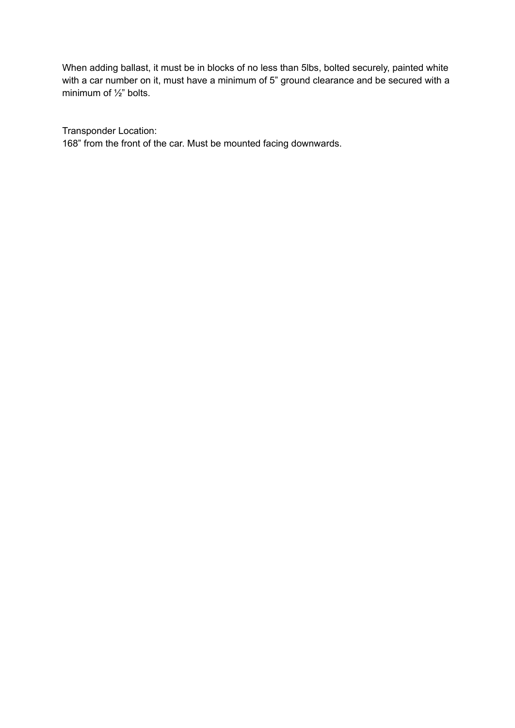When adding ballast, it must be in blocks of no less than 5lbs, bolted securely, painted white with a car number on it, must have a minimum of 5” ground clearance and be secured with a minimum of ½” bolts.

Transponder Location:
168” from the front of the car. Must be mounted facing downwards.